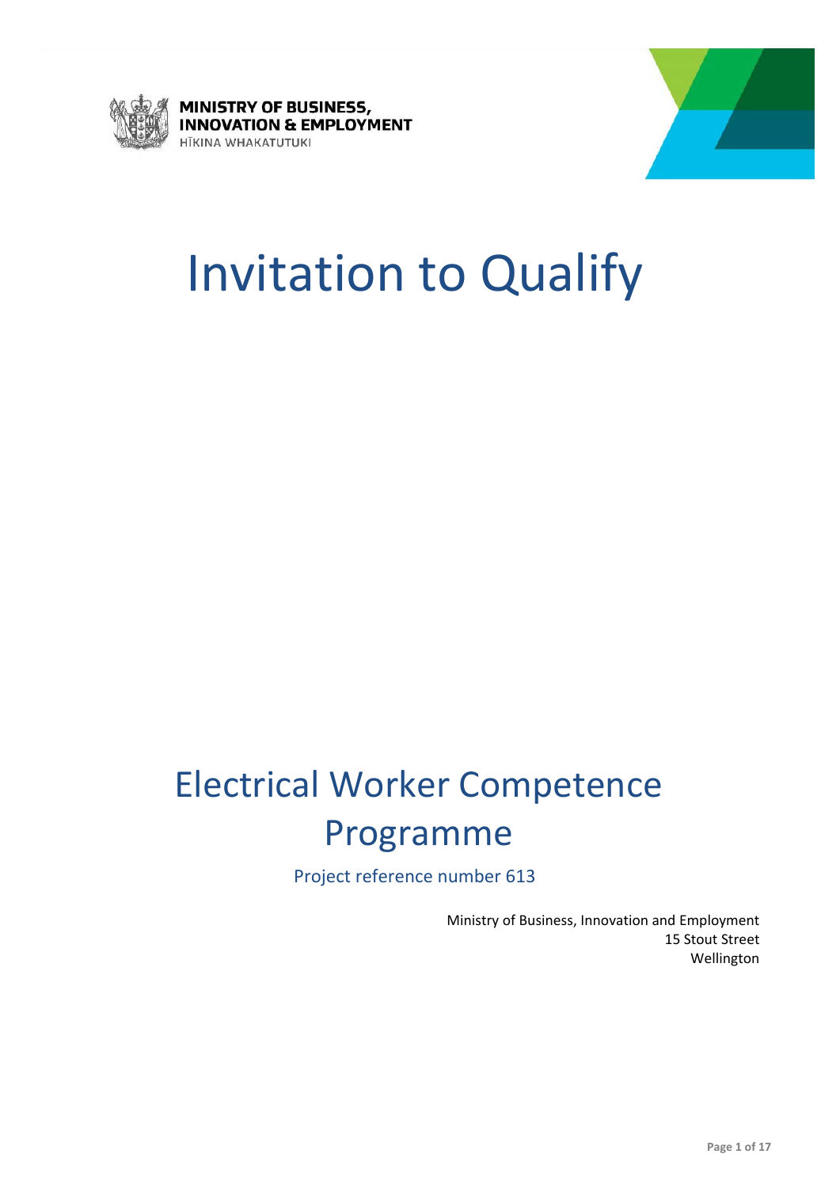MINISTRY OF BUSINESS, INNOVATION & EMPLOYMENT
HĪKINA WHAKATUTUKI

# Invitation to Qualify

# Electrical Worker Competence Programme

Project reference number 613

Ministry of Business, Innovation and Employment
15 Stout Street
Wellington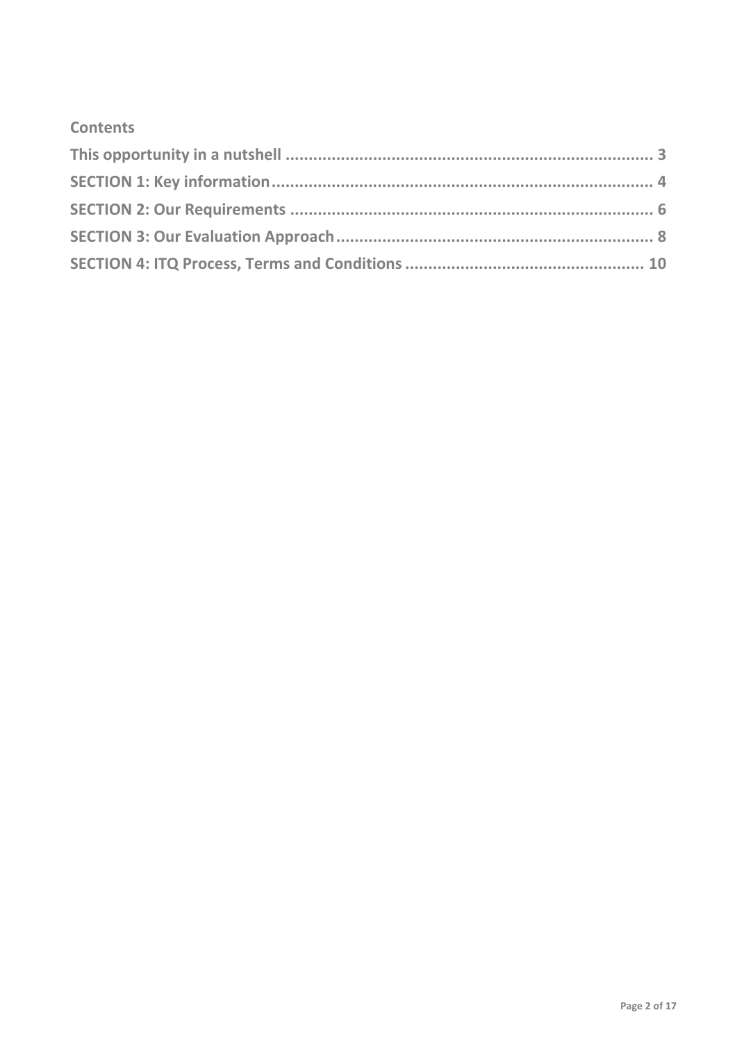## Contents

**This opportunity in a nutshell ................................................................................ 3**

**SECTION 1: Key information.................................................................................. 4**

**SECTION 2: Our Requirements .............................................................................. 6**

**SECTION 3: Our Evaluation Approach.................................................................... 8**

**SECTION 4: ITQ Process, Terms and Conditions .................................................. 10**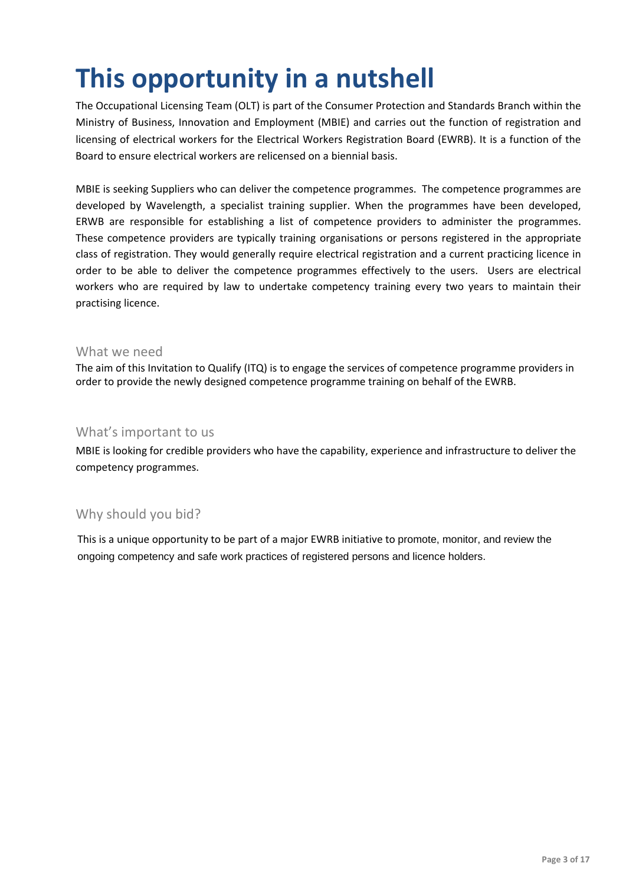# This opportunity in a nutshell

The Occupational Licensing Team (OLT) is part of the Consumer Protection and Standards Branch within the Ministry of Business, Innovation and Employment (MBIE) and carries out the function of registration and licensing of electrical workers for the Electrical Workers Registration Board (EWRB). It is a function of the Board to ensure electrical workers are relicensed on a biennial basis.

MBIE is seeking Suppliers who can deliver the competence programmes. The competence programmes are developed by Wavelength, a specialist training supplier. When the programmes have been developed, ERWB are responsible for establishing a list of competence providers to administer the programmes. These competence providers are typically training organisations or persons registered in the appropriate class of registration. They would generally require electrical registration and a current practicing licence in order to be able to deliver the competence programmes effectively to the users. Users are electrical workers who are required by law to undertake competency training every two years to maintain their practising licence.

## What we need

The aim of this Invitation to Qualify (ITQ) is to engage the services of competence programme providers in order to provide the newly designed competence programme training on behalf of the EWRB.

## What's important to us

MBIE is looking for credible providers who have the capability, experience and infrastructure to deliver the competency programmes.

## Why should you bid?

This is a unique opportunity to be part of a major EWRB initiative to promote, monitor, and review the ongoing competency and safe work practices of registered persons and licence holders.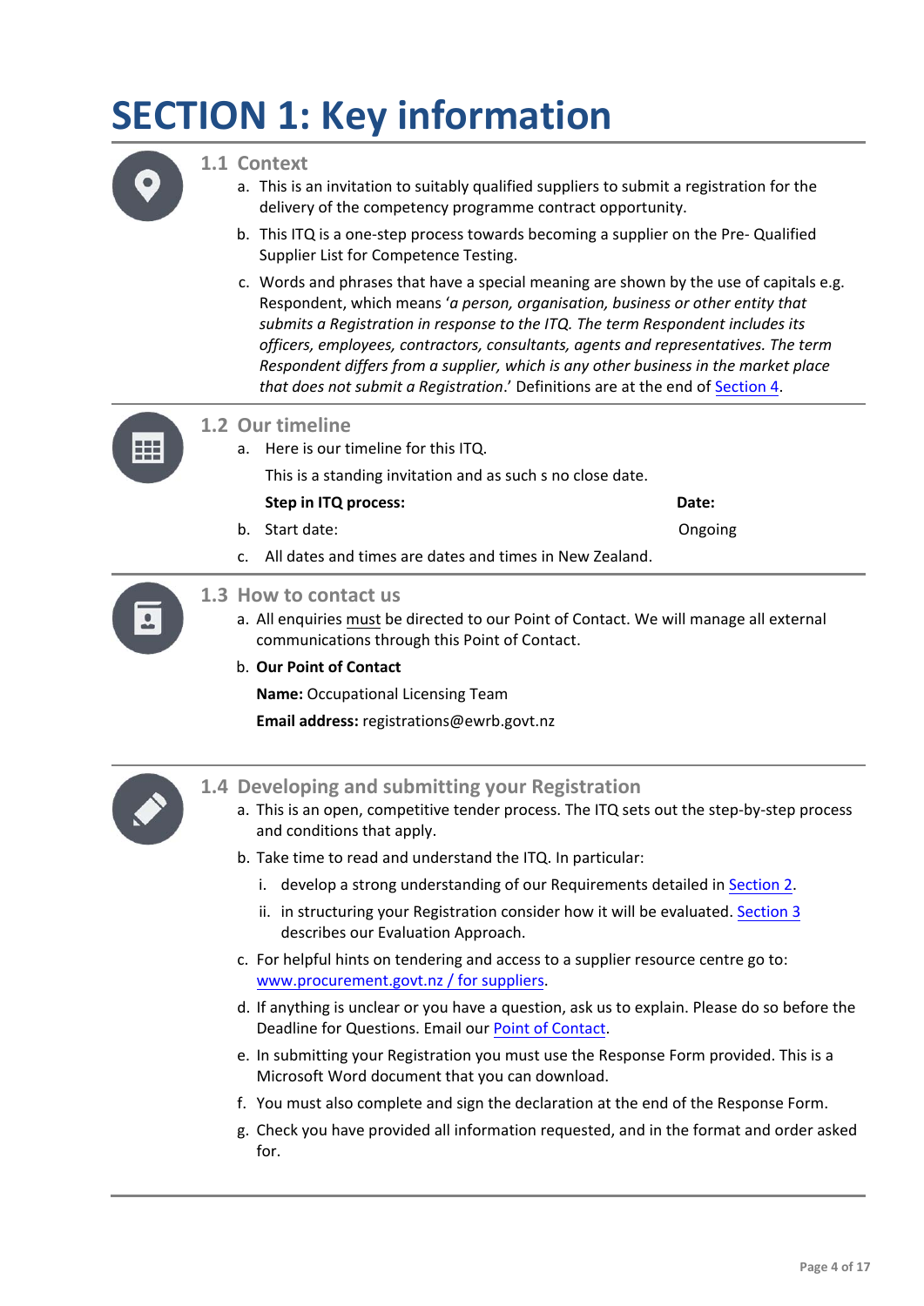# SECTION 1: Key information

## 1.1 Context

a. This is an invitation to suitably qualified suppliers to submit a registration for the delivery of the competency programme contract opportunity.

b. This ITQ is a one-step process towards becoming a supplier on the Pre- Qualified Supplier List for Competence Testing.

c. Words and phrases that have a special meaning are shown by the use of capitals e.g. Respondent, which means '*a person, organisation, business or other entity that submits a Registration in response to the ITQ. The term Respondent includes its officers, employees, contractors, consultants, agents and representatives. The term Respondent differs from a supplier, which is any other business in the market place that does not submit a Registration*.' Definitions are at the end of Section 4.

## 1.2 Our timeline

a. Here is our timeline for this ITQ.

This is a standing invitation and as such s no close date.

| | Step in ITQ process: | Date: |
|---|---|---|
| b. | Start date: | Ongoing |

c. All dates and times are dates and times in New Zealand.

## 1.3 How to contact us

a. All enquiries must be directed to our Point of Contact. We will manage all external communications through this Point of Contact.

b. **Our Point of Contact**

**Name:** Occupational Licensing Team

**Email address:** registrations@ewrb.govt.nz

## 1.4 Developing and submitting your Registration

a. This is an open, competitive tender process. The ITQ sets out the step-by-step process and conditions that apply.

b. Take time to read and understand the ITQ. In particular:

   i. develop a strong understanding of our Requirements detailed in Section 2.

   ii. in structuring your Registration consider how it will be evaluated. Section 3 describes our Evaluation Approach.

c. For helpful hints on tendering and access to a supplier resource centre go to: www.procurement.govt.nz / for suppliers.

d. If anything is unclear or you have a question, ask us to explain. Please do so before the Deadline for Questions. Email our Point of Contact.

e. In submitting your Registration you must use the Response Form provided. This is a Microsoft Word document that you can download.

f. You must also complete and sign the declaration at the end of the Response Form.

g. Check you have provided all information requested, and in the format and order asked for.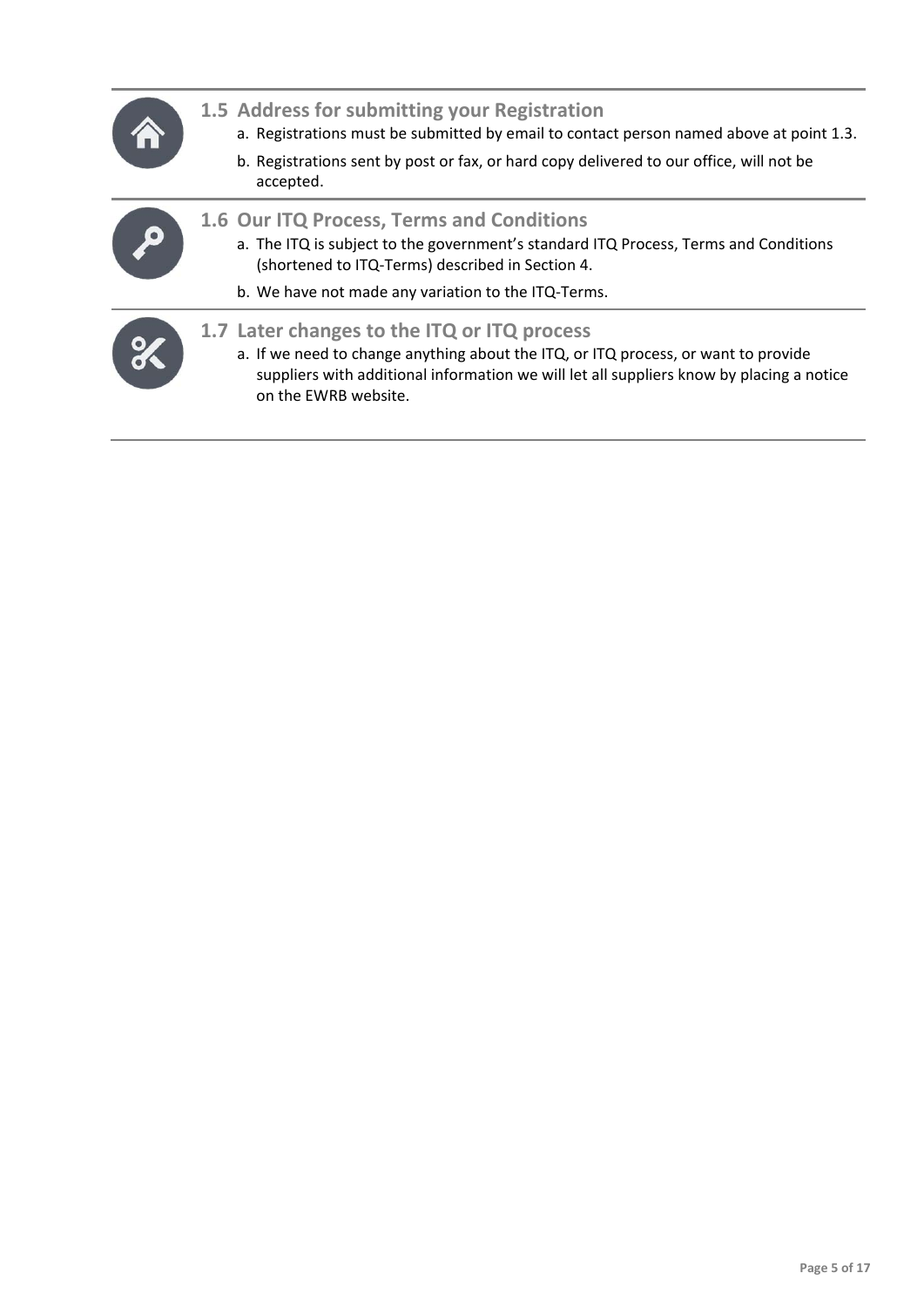## 1.5 Address for submitting your Registration

a. Registrations must be submitted by email to contact person named above at point 1.3.

b. Registrations sent by post or fax, or hard copy delivered to our office, will not be accepted.

## 1.6 Our ITQ Process, Terms and Conditions

a. The ITQ is subject to the government's standard ITQ Process, Terms and Conditions (shortened to ITQ-Terms) described in Section 4.

b. We have not made any variation to the ITQ-Terms.

## 1.7 Later changes to the ITQ or ITQ process

a. If we need to change anything about the ITQ, or ITQ process, or want to provide suppliers with additional information we will let all suppliers know by placing a notice on the EWRB website.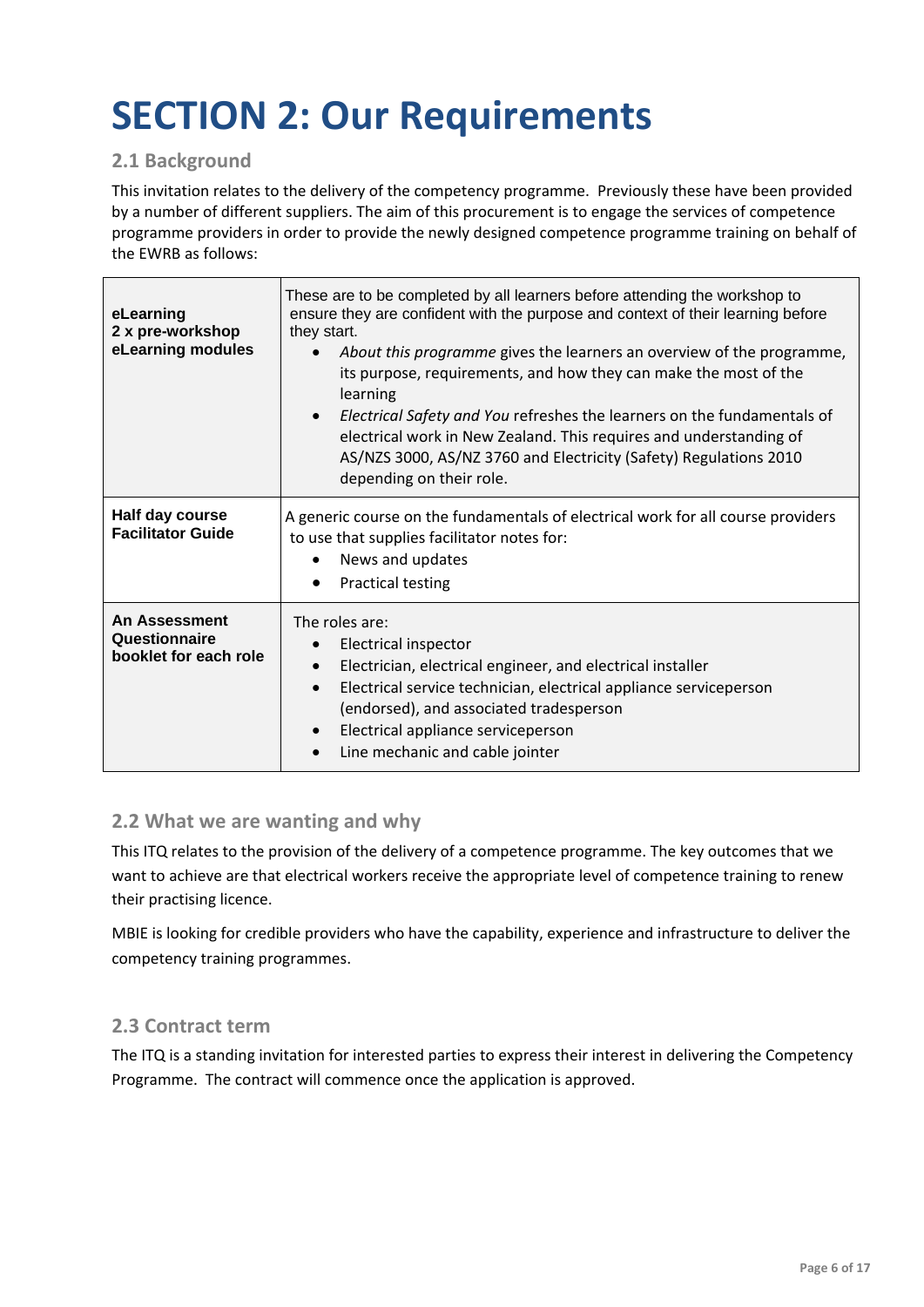# SECTION 2: Our Requirements

## 2.1 Background

This invitation relates to the delivery of the competency programme. Previously these have been provided by a number of different suppliers. The aim of this procurement is to engage the services of competence programme providers in order to provide the newly designed competence programme training on behalf of the EWRB as follows:

| | |
|---|---|
| **eLearning 2 x pre-workshop eLearning modules** | These are to be completed by all learners before attending the workshop to ensure they are confident with the purpose and context of their learning before they start.<br>• *About this programme* gives the learners an overview of the programme, its purpose, requirements, and how they can make the most of the learning<br>• *Electrical Safety and You* refreshes the learners on the fundamentals of electrical work in New Zealand. This requires and understanding of AS/NZS 3000, AS/NZ 3760 and Electricity (Safety) Regulations 2010 depending on their role. |
| **Half day course Facilitator Guide** | A generic course on the fundamentals of electrical work for all course providers to use that supplies facilitator notes for:<br>• News and updates<br>• Practical testing |
| **An Assessment Questionnaire booklet for each role** | The roles are:<br>• Electrical inspector<br>• Electrician, electrical engineer, and electrical installer<br>• Electrical service technician, electrical appliance serviceperson (endorsed), and associated tradesperson<br>• Electrical appliance serviceperson<br>• Line mechanic and cable jointer |

## 2.2 What we are wanting and why

This ITQ relates to the provision of the delivery of a competence programme. The key outcomes that we want to achieve are that electrical workers receive the appropriate level of competence training to renew their practising licence.

MBIE is looking for credible providers who have the capability, experience and infrastructure to deliver the competency training programmes.

## 2.3 Contract term

The ITQ is a standing invitation for interested parties to express their interest in delivering the Competency Programme. The contract will commence once the application is approved.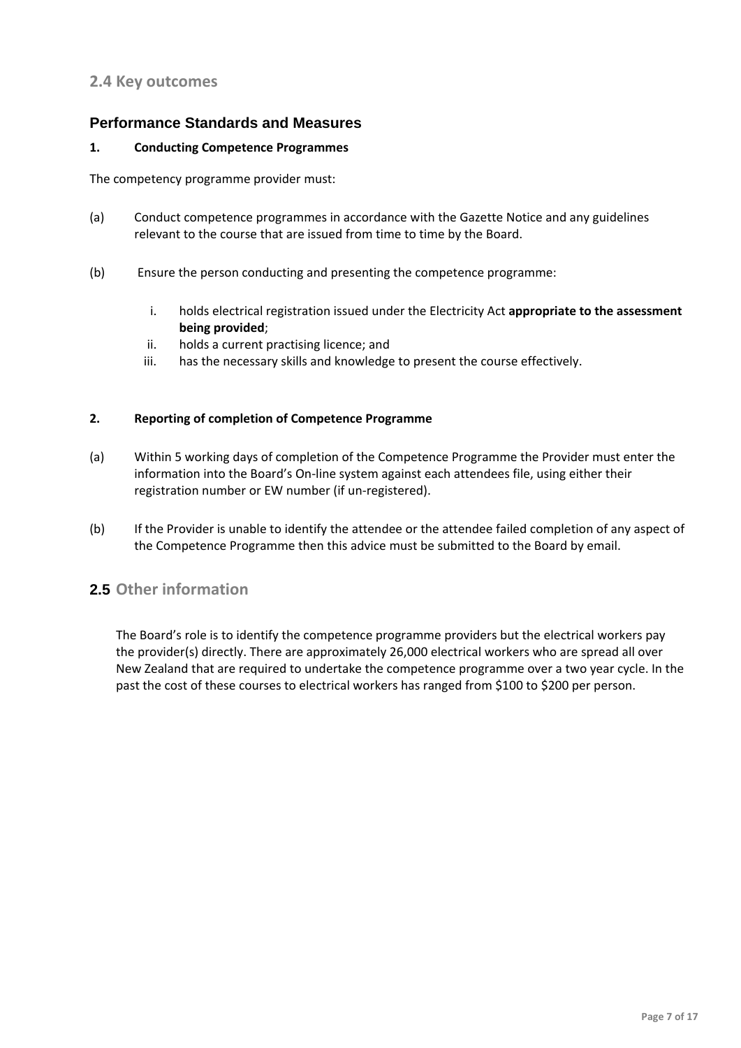## 2.4 Key outcomes

### Performance Standards and Measures

**1. Conducting Competence Programmes**

The competency programme provider must:

(a) Conduct competence programmes in accordance with the Gazette Notice and any guidelines relevant to the course that are issued from time to time by the Board.

(b) Ensure the person conducting and presenting the competence programme:

   i. holds electrical registration issued under the Electricity Act **appropriate to the assessment being provided**;
   ii. holds a current practising licence; and
   iii. has the necessary skills and knowledge to present the course effectively.

**2. Reporting of completion of Competence Programme**

(a) Within 5 working days of completion of the Competence Programme the Provider must enter the information into the Board's On-line system against each attendees file, using either their registration number or EW number (if un-registered).

(b) If the Provider is unable to identify the attendee or the attendee failed completion of any aspect of the Competence Programme then this advice must be submitted to the Board by email.

## 2.5 Other information

The Board's role is to identify the competence programme providers but the electrical workers pay the provider(s) directly. There are approximately 26,000 electrical workers who are spread all over New Zealand that are required to undertake the competence programme over a two year cycle. In the past the cost of these courses to electrical workers has ranged from $100 to $200 per person.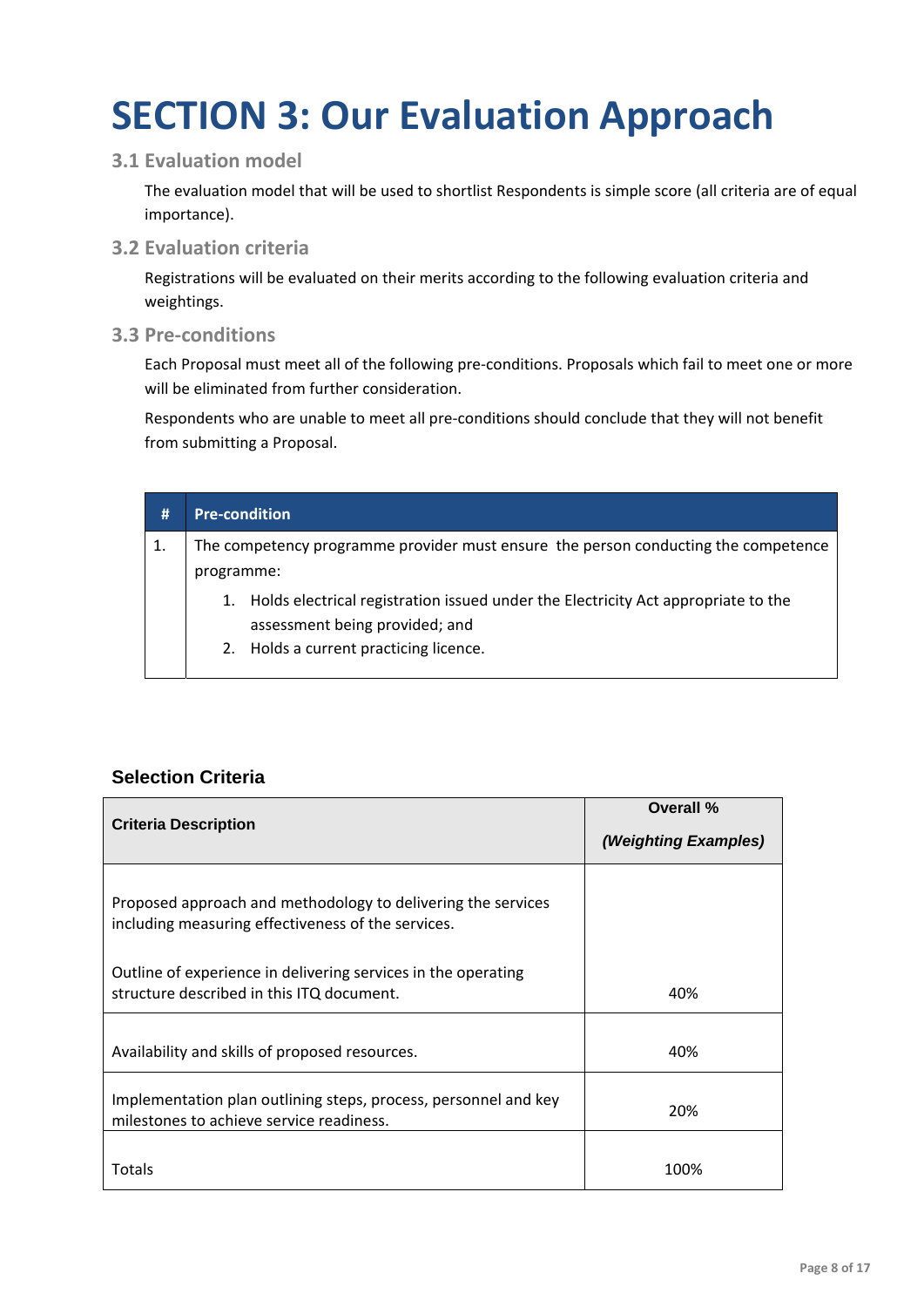# SECTION 3: Our Evaluation Approach

## 3.1 Evaluation model

The evaluation model that will be used to shortlist Respondents is simple score (all criteria are of equal importance).

## 3.2 Evaluation criteria

Registrations will be evaluated on their merits according to the following evaluation criteria and weightings.

## 3.3 Pre-conditions

Each Proposal must meet all of the following pre-conditions. Proposals which fail to meet one or more will be eliminated from further consideration.

Respondents who are unable to meet all pre-conditions should conclude that they will not benefit from submitting a Proposal.

| # | Pre-condition |
|---|---|
| 1. | The competency programme provider must ensure the person conducting the competence programme:<br>1. Holds electrical registration issued under the Electricity Act appropriate to the assessment being provided; and<br>2. Holds a current practicing licence. |

### Selection Criteria

| Criteria Description | Overall % *(Weighting Examples)* |
|---|---|
| Proposed approach and methodology to delivering the services including measuring effectiveness of the services.<br><br>Outline of experience in delivering services in the operating structure described in this ITQ document. | 40% |
| Availability and skills of proposed resources. | 40% |
| Implementation plan outlining steps, process, personnel and key milestones to achieve service readiness. | 20% |
| Totals | 100% |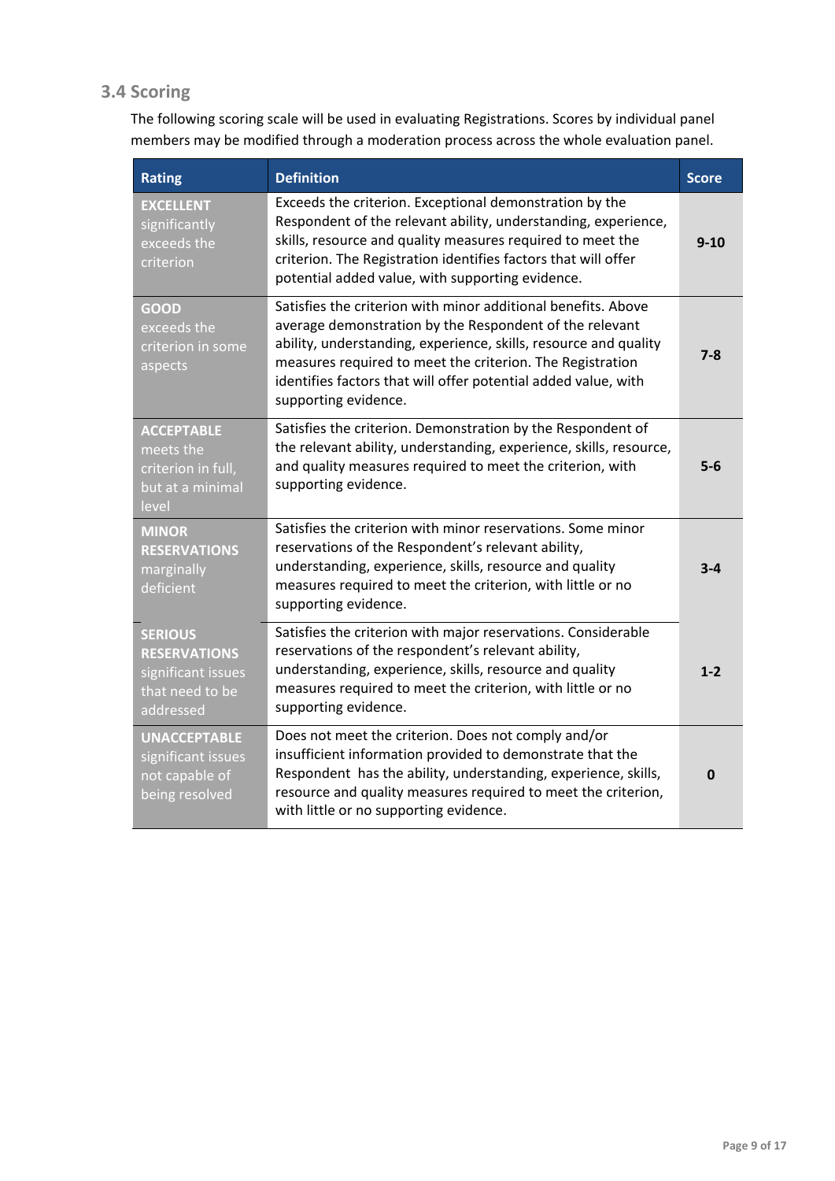## 3.4 Scoring

The following scoring scale will be used in evaluating Registrations. Scores by individual panel members may be modified through a moderation process across the whole evaluation panel.

| Rating | Definition | Score |
|---|---|---|
| **EXCELLENT** significantly exceeds the criterion | Exceeds the criterion. Exceptional demonstration by the Respondent of the relevant ability, understanding, experience, skills, resource and quality measures required to meet the criterion. The Registration identifies factors that will offer potential added value, with supporting evidence. | **9-10** |
| **GOOD** exceeds the criterion in some aspects | Satisfies the criterion with minor additional benefits. Above average demonstration by the Respondent of the relevant ability, understanding, experience, skills, resource and quality measures required to meet the criterion. The Registration identifies factors that will offer potential added value, with supporting evidence. | **7-8** |
| **ACCEPTABLE** meets the criterion in full, but at a minimal level | Satisfies the criterion. Demonstration by the Respondent of the relevant ability, understanding, experience, skills, resource, and quality measures required to meet the criterion, with supporting evidence. | **5-6** |
| **MINOR RESERVATIONS** marginally deficient | Satisfies the criterion with minor reservations. Some minor reservations of the Respondent's relevant ability, understanding, experience, skills, resource and quality measures required to meet the criterion, with little or no supporting evidence. | **3-4** |
| **SERIOUS RESERVATIONS** significant issues that need to be addressed | Satisfies the criterion with major reservations. Considerable reservations of the respondent's relevant ability, understanding, experience, skills, resource and quality measures required to meet the criterion, with little or no supporting evidence. | **1-2** |
| **UNACCEPTABLE** significant issues not capable of being resolved | Does not meet the criterion. Does not comply and/or insufficient information provided to demonstrate that the Respondent has the ability, understanding, experience, skills, resource and quality measures required to meet the criterion, with little or no supporting evidence. | **0** |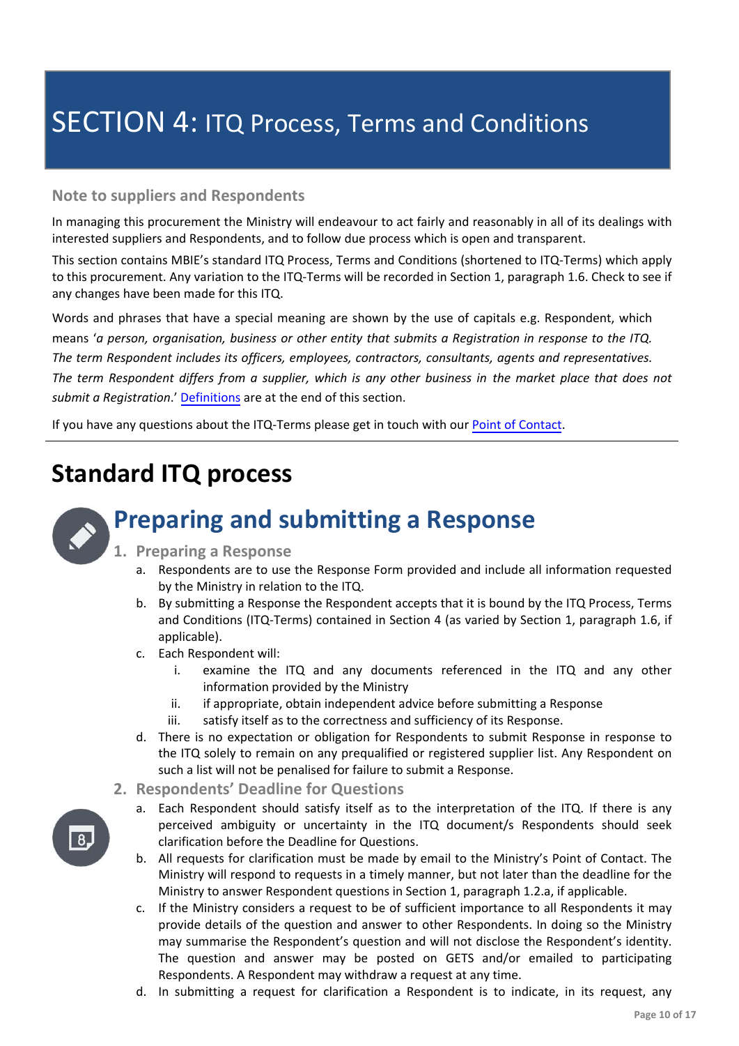# SECTION 4: ITQ Process, Terms and Conditions

### Note to suppliers and Respondents

In managing this procurement the Ministry will endeavour to act fairly and reasonably in all of its dealings with interested suppliers and Respondents, and to follow due process which is open and transparent.

This section contains MBIE's standard ITQ Process, Terms and Conditions (shortened to ITQ-Terms) which apply to this procurement. Any variation to the ITQ-Terms will be recorded in Section 1, paragraph 1.6. Check to see if any changes have been made for this ITQ.

Words and phrases that have a special meaning are shown by the use of capitals e.g. Respondent, which means '*a person, organisation, business or other entity that submits a Registration in response to the ITQ. The term Respondent includes its officers, employees, contractors, consultants, agents and representatives. The term Respondent differs from a supplier, which is any other business in the market place that does not submit a Registration*.' Definitions are at the end of this section.

If you have any questions about the ITQ-Terms please get in touch with our Point of Contact.

---

# Standard ITQ process

## Preparing and submitting a Response

### 1. Preparing a Response

a. Respondents are to use the Response Form provided and include all information requested by the Ministry in relation to the ITQ.

b. By submitting a Response the Respondent accepts that it is bound by the ITQ Process, Terms and Conditions (ITQ-Terms) contained in Section 4 (as varied by Section 1, paragraph 1.6, if applicable).

c. Each Respondent will:

   i. examine the ITQ and any documents referenced in the ITQ and any other information provided by the Ministry
   
   ii. if appropriate, obtain independent advice before submitting a Response
   
   iii. satisfy itself as to the correctness and sufficiency of its Response.

d. There is no expectation or obligation for Respondents to submit Response in response to the ITQ solely to remain on any prequalified or registered supplier list. Any Respondent on such a list will not be penalised for failure to submit a Response.

### 2. Respondents' Deadline for Questions

a. Each Respondent should satisfy itself as to the interpretation of the ITQ. If there is any perceived ambiguity or uncertainty in the ITQ document/s Respondents should seek clarification before the Deadline for Questions.

b. All requests for clarification must be made by email to the Ministry's Point of Contact. The Ministry will respond to requests in a timely manner, but not later than the deadline for the Ministry to answer Respondent questions in Section 1, paragraph 1.2.a, if applicable.

c. If the Ministry considers a request to be of sufficient importance to all Respondents it may provide details of the question and answer to other Respondents. In doing so the Ministry may summarise the Respondent's question and will not disclose the Respondent's identity. The question and answer may be posted on GETS and/or emailed to participating Respondents. A Respondent may withdraw a request at any time.

d. In submitting a request for clarification a Respondent is to indicate, in its request, any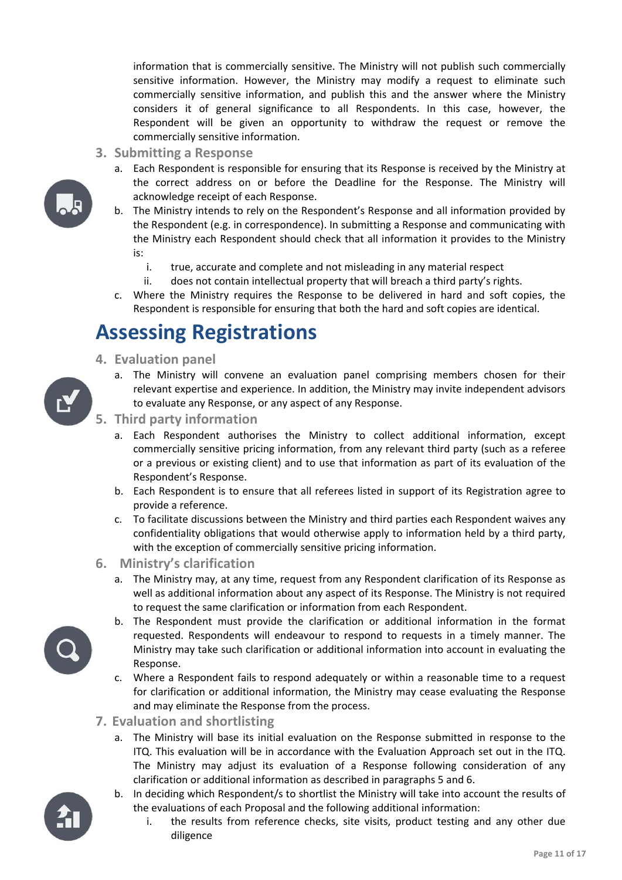information that is commercially sensitive. The Ministry will not publish such commercially sensitive information. However, the Ministry may modify a request to eliminate such commercially sensitive information, and publish this and the answer where the Ministry considers it of general significance to all Respondents. In this case, however, the Respondent will be given an opportunity to withdraw the request or remove the commercially sensitive information.

### 3. Submitting a Response

a. Each Respondent is responsible for ensuring that its Response is received by the Ministry at the correct address on or before the Deadline for the Response. The Ministry will acknowledge receipt of each Response.

b. The Ministry intends to rely on the Respondent's Response and all information provided by the Respondent (e.g. in correspondence). In submitting a Response and communicating with the Ministry each Respondent should check that all information it provides to the Ministry is:

   i. true, accurate and complete and not misleading in any material respect

   ii. does not contain intellectual property that will breach a third party's rights.

c. Where the Ministry requires the Response to be delivered in hard and soft copies, the Respondent is responsible for ensuring that both the hard and soft copies are identical.

# Assessing Registrations

### 4. Evaluation panel

a. The Ministry will convene an evaluation panel comprising members chosen for their relevant expertise and experience. In addition, the Ministry may invite independent advisors to evaluate any Response, or any aspect of any Response.

### 5. Third party information

a. Each Respondent authorises the Ministry to collect additional information, except commercially sensitive pricing information, from any relevant third party (such as a referee or a previous or existing client) and to use that information as part of its evaluation of the Respondent's Response.

b. Each Respondent is to ensure that all referees listed in support of its Registration agree to provide a reference.

c. To facilitate discussions between the Ministry and third parties each Respondent waives any confidentiality obligations that would otherwise apply to information held by a third party, with the exception of commercially sensitive pricing information.

### 6. Ministry's clarification

a. The Ministry may, at any time, request from any Respondent clarification of its Response as well as additional information about any aspect of its Response. The Ministry is not required to request the same clarification or information from each Respondent.

b. The Respondent must provide the clarification or additional information in the format requested. Respondents will endeavour to respond to requests in a timely manner. The Ministry may take such clarification or additional information into account in evaluating the Response.

c. Where a Respondent fails to respond adequately or within a reasonable time to a request for clarification or additional information, the Ministry may cease evaluating the Response and may eliminate the Response from the process.

### 7. Evaluation and shortlisting

a. The Ministry will base its initial evaluation on the Response submitted in response to the ITQ. This evaluation will be in accordance with the Evaluation Approach set out in the ITQ. The Ministry may adjust its evaluation of a Response following consideration of any clarification or additional information as described in paragraphs 5 and 6.

b. In deciding which Respondent/s to shortlist the Ministry will take into account the results of the evaluations of each Proposal and the following additional information:

   i. the results from reference checks, site visits, product testing and any other due diligence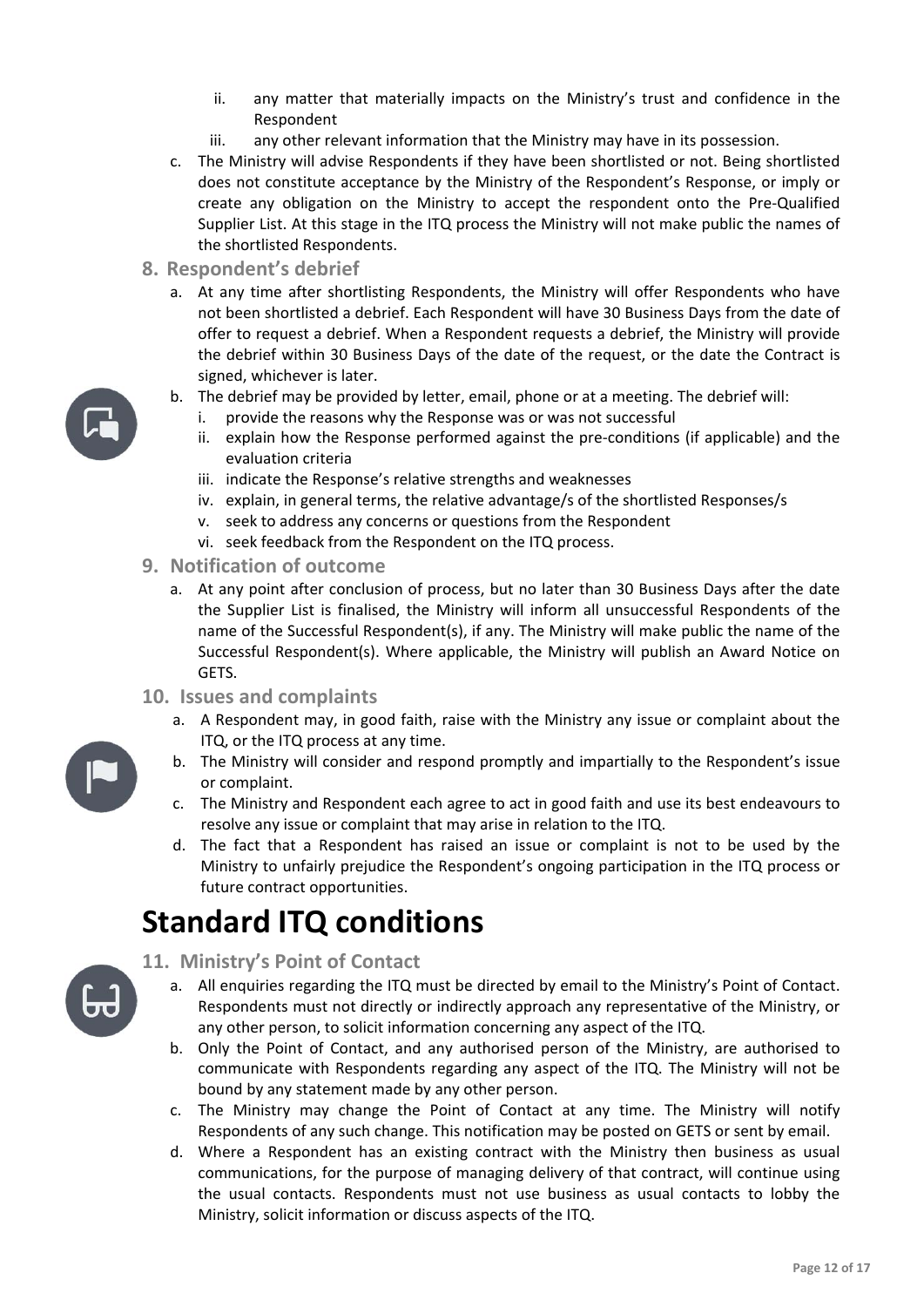ii. any matter that materially impacts on the Ministry's trust and confidence in the Respondent
   iii. any other relevant information that the Ministry may have in its possession.

c. The Ministry will advise Respondents if they have been shortlisted or not. Being shortlisted does not constitute acceptance by the Ministry of the Respondent's Response, or imply or create any obligation on the Ministry to accept the respondent onto the Pre-Qualified Supplier List. At this stage in the ITQ process the Ministry will not make public the names of the shortlisted Respondents.

### 8. Respondent's debrief

a. At any time after shortlisting Respondents, the Ministry will offer Respondents who have not been shortlisted a debrief. Each Respondent will have 30 Business Days from the date of offer to request a debrief. When a Respondent requests a debrief, the Ministry will provide the debrief within 30 Business Days of the date of the request, or the date the Contract is signed, whichever is later.

b. The debrief may be provided by letter, email, phone or at a meeting. The debrief will:
   i. provide the reasons why the Response was or was not successful
   ii. explain how the Response performed against the pre-conditions (if applicable) and the evaluation criteria
   iii. indicate the Response's relative strengths and weaknesses
   iv. explain, in general terms, the relative advantage/s of the shortlisted Responses/s
   v. seek to address any concerns or questions from the Respondent
   vi. seek feedback from the Respondent on the ITQ process.

### 9. Notification of outcome

a. At any point after conclusion of process, but no later than 30 Business Days after the date the Supplier List is finalised, the Ministry will inform all unsuccessful Respondents of the name of the Successful Respondent(s), if any. The Ministry will make public the name of the Successful Respondent(s). Where applicable, the Ministry will publish an Award Notice on GETS.

### 10. Issues and complaints

a. A Respondent may, in good faith, raise with the Ministry any issue or complaint about the ITQ, or the ITQ process at any time.

b. The Ministry will consider and respond promptly and impartially to the Respondent's issue or complaint.

c. The Ministry and Respondent each agree to act in good faith and use its best endeavours to resolve any issue or complaint that may arise in relation to the ITQ.

d. The fact that a Respondent has raised an issue or complaint is not to be used by the Ministry to unfairly prejudice the Respondent's ongoing participation in the ITQ process or future contract opportunities.

# Standard ITQ conditions

### 11. Ministry's Point of Contact

a. All enquiries regarding the ITQ must be directed by email to the Ministry's Point of Contact. Respondents must not directly or indirectly approach any representative of the Ministry, or any other person, to solicit information concerning any aspect of the ITQ.

b. Only the Point of Contact, and any authorised person of the Ministry, are authorised to communicate with Respondents regarding any aspect of the ITQ. The Ministry will not be bound by any statement made by any other person.

c. The Ministry may change the Point of Contact at any time. The Ministry will notify Respondents of any such change. This notification may be posted on GETS or sent by email.

d. Where a Respondent has an existing contract with the Ministry then business as usual communications, for the purpose of managing delivery of that contract, will continue using the usual contacts. Respondents must not use business as usual contacts to lobby the Ministry, solicit information or discuss aspects of the ITQ.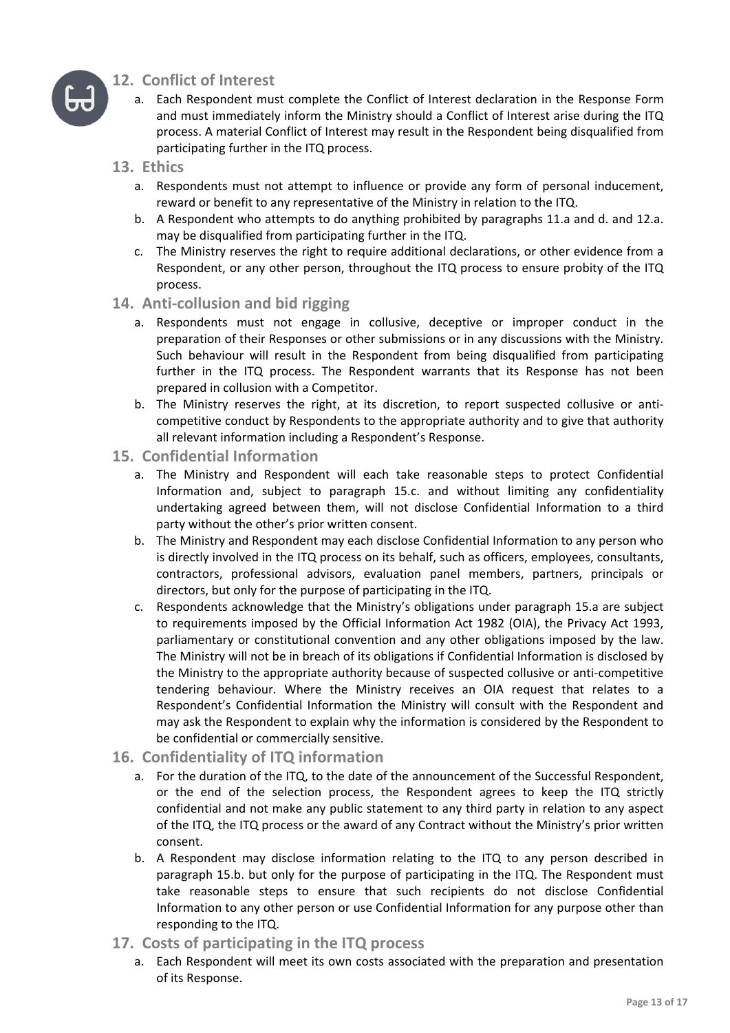## 12. Conflict of Interest

a. Each Respondent must complete the Conflict of Interest declaration in the Response Form and must immediately inform the Ministry should a Conflict of Interest arise during the ITQ process. A material Conflict of Interest may result in the Respondent being disqualified from participating further in the ITQ process.

## 13. Ethics

a. Respondents must not attempt to influence or provide any form of personal inducement, reward or benefit to any representative of the Ministry in relation to the ITQ.

b. A Respondent who attempts to do anything prohibited by paragraphs 11.a and d. and 12.a. may be disqualified from participating further in the ITQ.

c. The Ministry reserves the right to require additional declarations, or other evidence from a Respondent, or any other person, throughout the ITQ process to ensure probity of the ITQ process.

## 14. Anti-collusion and bid rigging

a. Respondents must not engage in collusive, deceptive or improper conduct in the preparation of their Responses or other submissions or in any discussions with the Ministry. Such behaviour will result in the Respondent from being disqualified from participating further in the ITQ process. The Respondent warrants that its Response has not been prepared in collusion with a Competitor.

b. The Ministry reserves the right, at its discretion, to report suspected collusive or anti-competitive conduct by Respondents to the appropriate authority and to give that authority all relevant information including a Respondent's Response.

## 15. Confidential Information

a. The Ministry and Respondent will each take reasonable steps to protect Confidential Information and, subject to paragraph 15.c. and without limiting any confidentiality undertaking agreed between them, will not disclose Confidential Information to a third party without the other's prior written consent.

b. The Ministry and Respondent may each disclose Confidential Information to any person who is directly involved in the ITQ process on its behalf, such as officers, employees, consultants, contractors, professional advisors, evaluation panel members, partners, principals or directors, but only for the purpose of participating in the ITQ.

c. Respondents acknowledge that the Ministry's obligations under paragraph 15.a are subject to requirements imposed by the Official Information Act 1982 (OIA), the Privacy Act 1993, parliamentary or constitutional convention and any other obligations imposed by the law. The Ministry will not be in breach of its obligations if Confidential Information is disclosed by the Ministry to the appropriate authority because of suspected collusive or anti-competitive tendering behaviour. Where the Ministry receives an OIA request that relates to a Respondent's Confidential Information the Ministry will consult with the Respondent and may ask the Respondent to explain why the information is considered by the Respondent to be confidential or commercially sensitive.

## 16. Confidentiality of ITQ information

a. For the duration of the ITQ, to the date of the announcement of the Successful Respondent, or the end of the selection process, the Respondent agrees to keep the ITQ strictly confidential and not make any public statement to any third party in relation to any aspect of the ITQ, the ITQ process or the award of any Contract without the Ministry's prior written consent.

b. A Respondent may disclose information relating to the ITQ to any person described in paragraph 15.b. but only for the purpose of participating in the ITQ. The Respondent must take reasonable steps to ensure that such recipients do not disclose Confidential Information to any other person or use Confidential Information for any purpose other than responding to the ITQ.

## 17. Costs of participating in the ITQ process

a. Each Respondent will meet its own costs associated with the preparation and presentation of its Response.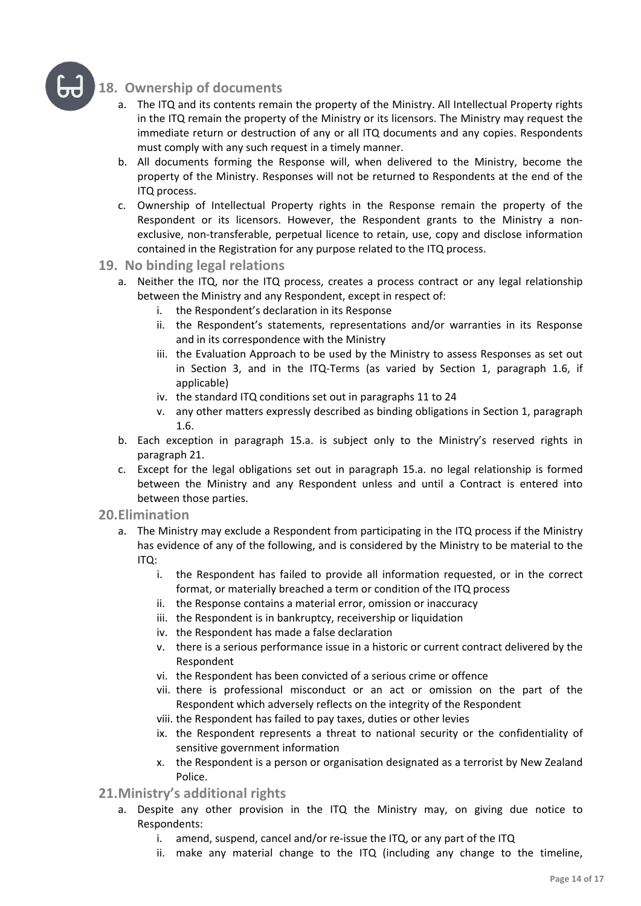## 18. Ownership of documents

a. The ITQ and its contents remain the property of the Ministry. All Intellectual Property rights in the ITQ remain the property of the Ministry or its licensors. The Ministry may request the immediate return or destruction of any or all ITQ documents and any copies. Respondents must comply with any such request in a timely manner.

b. All documents forming the Response will, when delivered to the Ministry, become the property of the Ministry. Responses will not be returned to Respondents at the end of the ITQ process.

c. Ownership of Intellectual Property rights in the Response remain the property of the Respondent or its licensors. However, the Respondent grants to the Ministry a non-exclusive, non-transferable, perpetual licence to retain, use, copy and disclose information contained in the Registration for any purpose related to the ITQ process.

## 19. No binding legal relations

a. Neither the ITQ, nor the ITQ process, creates a process contract or any legal relationship between the Ministry and any Respondent, except in respect of:
   i. the Respondent's declaration in its Response
   ii. the Respondent's statements, representations and/or warranties in its Response and in its correspondence with the Ministry
   iii. the Evaluation Approach to be used by the Ministry to assess Responses as set out in Section 3, and in the ITQ-Terms (as varied by Section 1, paragraph 1.6, if applicable)
   iv. the standard ITQ conditions set out in paragraphs 11 to 24
   v. any other matters expressly described as binding obligations in Section 1, paragraph 1.6.

b. Each exception in paragraph 15.a. is subject only to the Ministry's reserved rights in paragraph 21.

c. Except for the legal obligations set out in paragraph 15.a. no legal relationship is formed between the Ministry and any Respondent unless and until a Contract is entered into between those parties.

## 20. Elimination

a. The Ministry may exclude a Respondent from participating in the ITQ process if the Ministry has evidence of any of the following, and is considered by the Ministry to be material to the ITQ:
   i. the Respondent has failed to provide all information requested, or in the correct format, or materially breached a term or condition of the ITQ process
   ii. the Response contains a material error, omission or inaccuracy
   iii. the Respondent is in bankruptcy, receivership or liquidation
   iv. the Respondent has made a false declaration
   v. there is a serious performance issue in a historic or current contract delivered by the Respondent
   vi. the Respondent has been convicted of a serious crime or offence
   vii. there is professional misconduct or an act or omission on the part of the Respondent which adversely reflects on the integrity of the Respondent
   viii. the Respondent has failed to pay taxes, duties or other levies
   ix. the Respondent represents a threat to national security or the confidentiality of sensitive government information
   x. the Respondent is a person or organisation designated as a terrorist by New Zealand Police.

## 21. Ministry's additional rights

a. Despite any other provision in the ITQ the Ministry may, on giving due notice to Respondents:
   i. amend, suspend, cancel and/or re-issue the ITQ, or any part of the ITQ
   ii. make any material change to the ITQ (including any change to the timeline,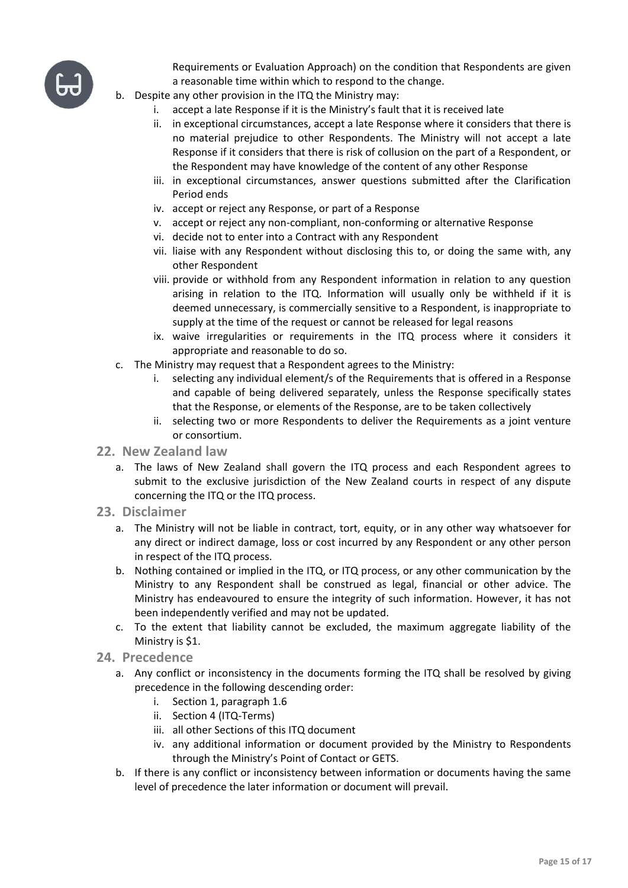Requirements or Evaluation Approach) on the condition that Respondents are given a reasonable time within which to respond to the change.

b. Despite any other provision in the ITQ the Ministry may:
   i. accept a late Response if it is the Ministry's fault that it is received late
   ii. in exceptional circumstances, accept a late Response where it considers that there is no material prejudice to other Respondents. The Ministry will not accept a late Response if it considers that there is risk of collusion on the part of a Respondent, or the Respondent may have knowledge of the content of any other Response
   iii. in exceptional circumstances, answer questions submitted after the Clarification Period ends
   iv. accept or reject any Response, or part of a Response
   v. accept or reject any non-compliant, non-conforming or alternative Response
   vi. decide not to enter into a Contract with any Respondent
   vii. liaise with any Respondent without disclosing this to, or doing the same with, any other Respondent
   viii. provide or withhold from any Respondent information in relation to any question arising in relation to the ITQ. Information will usually only be withheld if it is deemed unnecessary, is commercially sensitive to a Respondent, is inappropriate to supply at the time of the request or cannot be released for legal reasons
   ix. waive irregularities or requirements in the ITQ process where it considers it appropriate and reasonable to do so.

c. The Ministry may request that a Respondent agrees to the Ministry:
   i. selecting any individual element/s of the Requirements that is offered in a Response and capable of being delivered separately, unless the Response specifically states that the Response, or elements of the Response, are to be taken collectively
   ii. selecting two or more Respondents to deliver the Requirements as a joint venture or consortium.

## 22. New Zealand law

a. The laws of New Zealand shall govern the ITQ process and each Respondent agrees to submit to the exclusive jurisdiction of the New Zealand courts in respect of any dispute concerning the ITQ or the ITQ process.

## 23. Disclaimer

a. The Ministry will not be liable in contract, tort, equity, or in any other way whatsoever for any direct or indirect damage, loss or cost incurred by any Respondent or any other person in respect of the ITQ process.

b. Nothing contained or implied in the ITQ, or ITQ process, or any other communication by the Ministry to any Respondent shall be construed as legal, financial or other advice. The Ministry has endeavoured to ensure the integrity of such information. However, it has not been independently verified and may not be updated.

c. To the extent that liability cannot be excluded, the maximum aggregate liability of the Ministry is $1.

## 24. Precedence

a. Any conflict or inconsistency in the documents forming the ITQ shall be resolved by giving precedence in the following descending order:
   i. Section 1, paragraph 1.6
   ii. Section 4 (ITQ-Terms)
   iii. all other Sections of this ITQ document
   iv. any additional information or document provided by the Ministry to Respondents through the Ministry's Point of Contact or GETS.

b. If there is any conflict or inconsistency between information or documents having the same level of precedence the later information or document will prevail.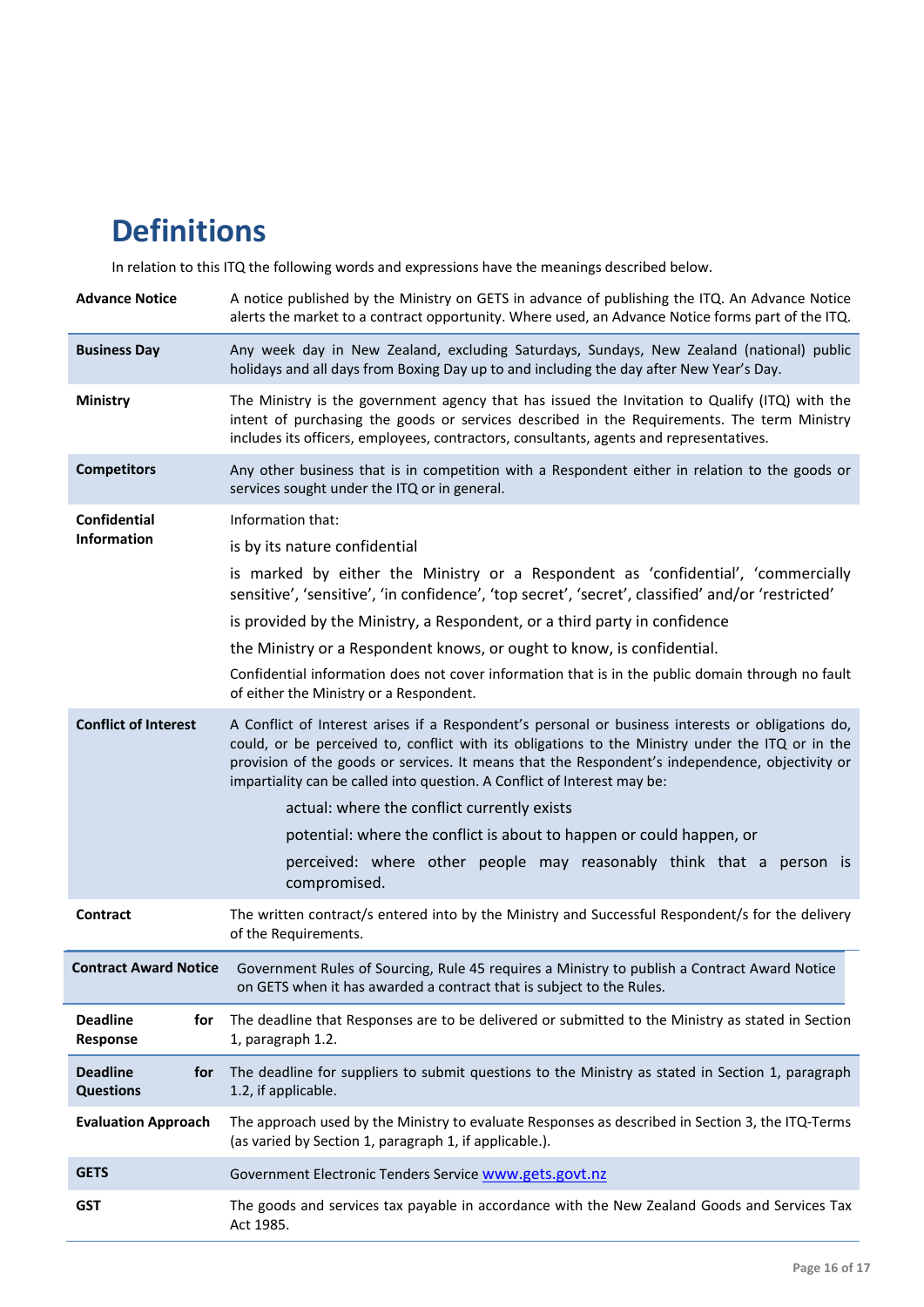# Definitions

In relation to this ITQ the following words and expressions have the meanings described below.

| | |
|---|---|
| **Advance Notice** | A notice published by the Ministry on GETS in advance of publishing the ITQ. An Advance Notice alerts the market to a contract opportunity. Where used, an Advance Notice forms part of the ITQ. |
| **Business Day** | Any week day in New Zealand, excluding Saturdays, Sundays, New Zealand (national) public holidays and all days from Boxing Day up to and including the day after New Year's Day. |
| **Ministry** | The Ministry is the government agency that has issued the Invitation to Qualify (ITQ) with the intent of purchasing the goods or services described in the Requirements. The term Ministry includes its officers, employees, contractors, consultants, agents and representatives. |
| **Competitors** | Any other business that is in competition with a Respondent either in relation to the goods or services sought under the ITQ or in general. |
| **Confidential Information** | Information that:<br>is by its nature confidential<br>is marked by either the Ministry or a Respondent as 'confidential', 'commercially sensitive', 'sensitive', 'in confidence', 'top secret', 'secret', classified' and/or 'restricted'<br>is provided by the Ministry, a Respondent, or a third party in confidence<br>the Ministry or a Respondent knows, or ought to know, is confidential.<br>Confidential information does not cover information that is in the public domain through no fault of either the Ministry or a Respondent. |
| **Conflict of Interest** | A Conflict of Interest arises if a Respondent's personal or business interests or obligations do, could, or be perceived to, conflict with its obligations to the Ministry under the ITQ or in the provision of the goods or services. It means that the Respondent's independence, objectivity or impartiality can be called into question. A Conflict of Interest may be:<br>actual: where the conflict currently exists<br>potential: where the conflict is about to happen or could happen, or<br>perceived: where other people may reasonably think that a person is compromised. |
| **Contract** | The written contract/s entered into by the Ministry and Successful Respondent/s for the delivery of the Requirements. |
| **Contract Award Notice** | Government Rules of Sourcing, Rule 45 requires a Ministry to publish a Contract Award Notice on GETS when it has awarded a contract that is subject to the Rules. |
| **Deadline for Response** | The deadline that Responses are to be delivered or submitted to the Ministry as stated in Section 1, paragraph 1.2. |
| **Deadline for Questions** | The deadline for suppliers to submit questions to the Ministry as stated in Section 1, paragraph 1.2, if applicable. |
| **Evaluation Approach** | The approach used by the Ministry to evaluate Responses as described in Section 3, the ITQ-Terms (as varied by Section 1, paragraph 1, if applicable.). |
| **GETS** | Government Electronic Tenders Service www.gets.govt.nz |
| **GST** | The goods and services tax payable in accordance with the New Zealand Goods and Services Tax Act 1985. |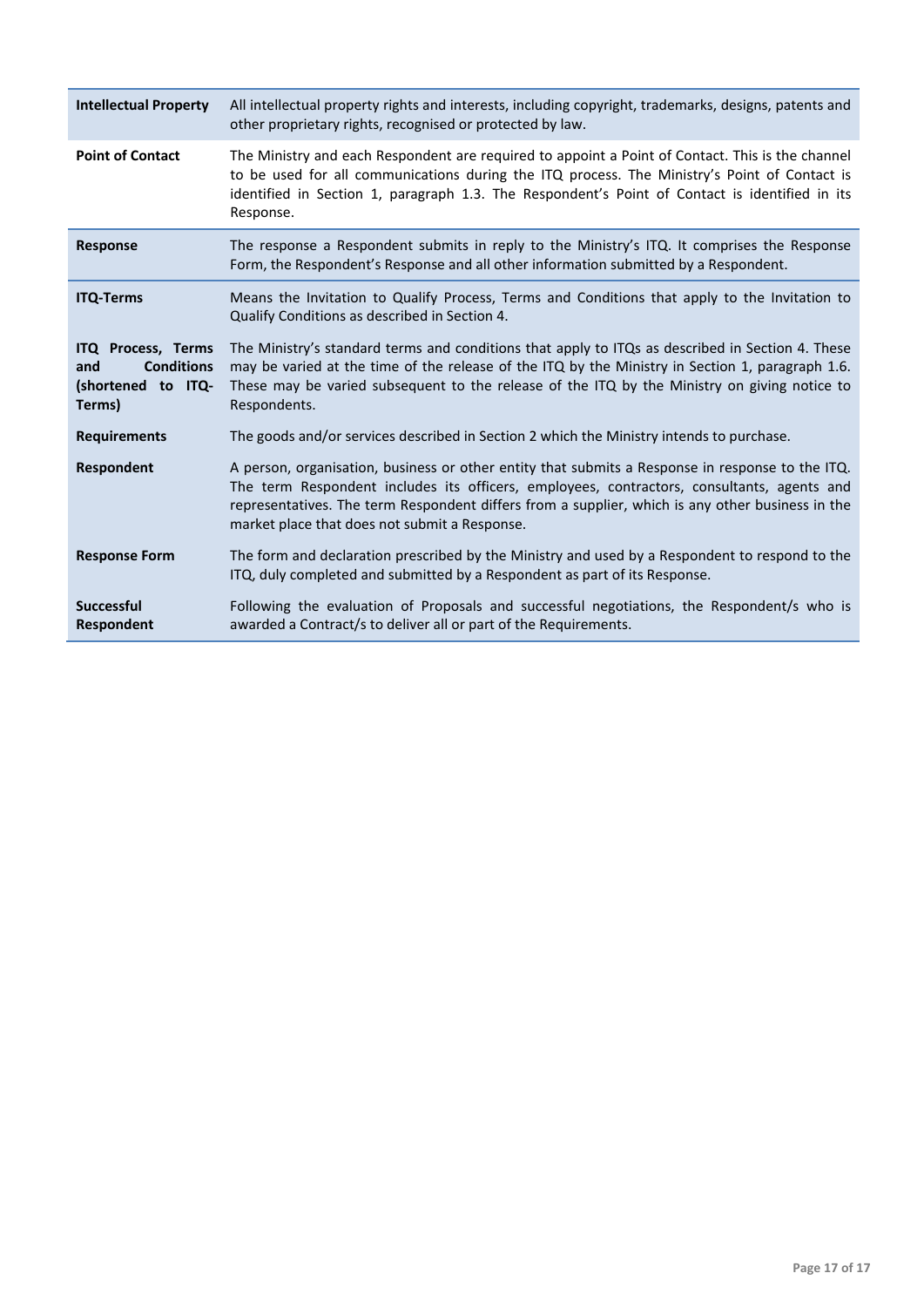| | |
|---|---|
| **Intellectual Property** | All intellectual property rights and interests, including copyright, trademarks, designs, patents and other proprietary rights, recognised or protected by law. |
| **Point of Contact** | The Ministry and each Respondent are required to appoint a Point of Contact. This is the channel to be used for all communications during the ITQ process. The Ministry's Point of Contact is identified in Section 1, paragraph 1.3. The Respondent's Point of Contact is identified in its Response. |
| **Response** | The response a Respondent submits in reply to the Ministry's ITQ. It comprises the Response Form, the Respondent's Response and all other information submitted by a Respondent. |
| **ITQ-Terms** | Means the Invitation to Qualify Process, Terms and Conditions that apply to the Invitation to Qualify Conditions as described in Section 4. |
| **ITQ Process, Terms and Conditions (shortened to ITQ-Terms)** | The Ministry's standard terms and conditions that apply to ITQs as described in Section 4. These may be varied at the time of the release of the ITQ by the Ministry in Section 1, paragraph 1.6. These may be varied subsequent to the release of the ITQ by the Ministry on giving notice to Respondents. |
| **Requirements** | The goods and/or services described in Section 2 which the Ministry intends to purchase. |
| **Respondent** | A person, organisation, business or other entity that submits a Response in response to the ITQ. The term Respondent includes its officers, employees, contractors, consultants, agents and representatives. The term Respondent differs from a supplier, which is any other business in the market place that does not submit a Response. |
| **Response Form** | The form and declaration prescribed by the Ministry and used by a Respondent to respond to the ITQ, duly completed and submitted by a Respondent as part of its Response. |
| **Successful Respondent** | Following the evaluation of Proposals and successful negotiations, the Respondent/s who is awarded a Contract/s to deliver all or part of the Requirements. |